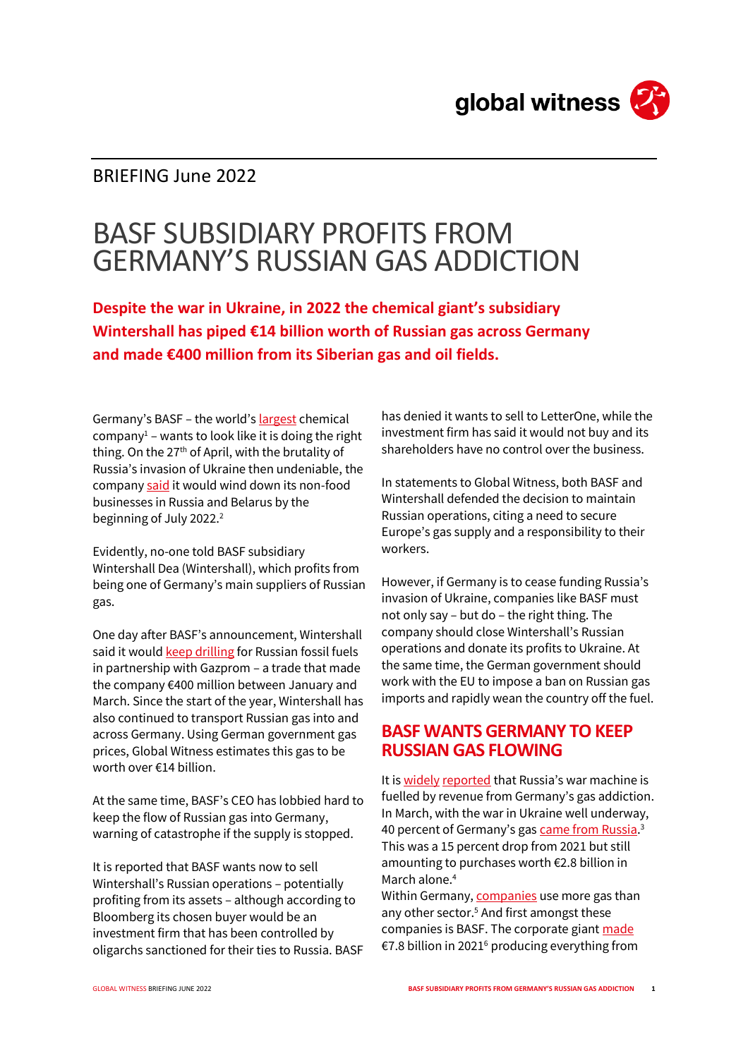BRIEFING June 2022

# BASF SUBSIDIARY PROFITS FROM GERMANY'S RUSSIAN GAS ADDICTION

**Despite the war in Ukraine, in 2022 the chemical giant's subsidiary Wintershall has piped €14 billion worth of Russian gas across Germany and made €400 million from its Siberian gas and oil fields.**

Germany's BASF – the world's largest chemical company[1] – wants to look like it is doing the right thing. On the 27th of April, with the brutality of Russia's invasion of Ukraine then undeniable, the company said it would wind down its non-food businesses in Russia and Belarus by the beginning of July 2022.[2]

Evidently, no-one told BASF subsidiary Wintershall Dea (Wintershall), which profits from being one of Germany's main suppliers of Russian gas.

One day after BASF's announcement, Wintershall said it would keep drilling for Russian fossil fuels in partnership with Gazprom – a trade that made the company €400 million between January and March. Since the start of the year, Wintershall has also continued to transport Russian gas into and across Germany. Using German government gas prices, Global Witness estimates this gas to be worth over €14 billion.

At the same time, BASF's CEO has lobbied hard to keep the flow of Russian gas into Germany, warning of catastrophe if the supply is stopped.

It is reported that BASF wants now to sell Wintershall's Russian operations – potentially profiting from its assets – although according to Bloomberg its chosen buyer would be an investment firm that has been controlled by oligarchs sanctioned for their ties to Russia. BASF has denied it wants to sell to LetterOne, while the investment firm has said it would not buy and its shareholders have no control over the business.

In statements to Global Witness, both BASF and Wintershall defended the decision to maintain Russian operations, citing a need to secure Europe's gas supply and a responsibility to their workers.

However, if Germany is to cease funding Russia's invasion of Ukraine, companies like BASF must not only say – but do – the right thing. The company should close Wintershall's Russian operations and donate its profits to Ukraine. At the same time, the German government should work with the EU to impose a ban on Russian gas imports and rapidly wean the country off the fuel.

## BASF WANTS GERMANY TO KEEP RUSSIAN GAS FLOWING

It is widely reported that Russia's war machine is fuelled by revenue from Germany's gas addiction. In March, with the war in Ukraine well underway, 40 percent of Germany's gas came from Russia.[3] This was a 15 percent drop from 2021 but still amounting to purchases worth €2.8 billion in March alone.[4]

Within Germany, companies use more gas than any other sector.[5] And first amongst these companies is BASF. The corporate giant made €7.8 billion in 2021[6] producing everything from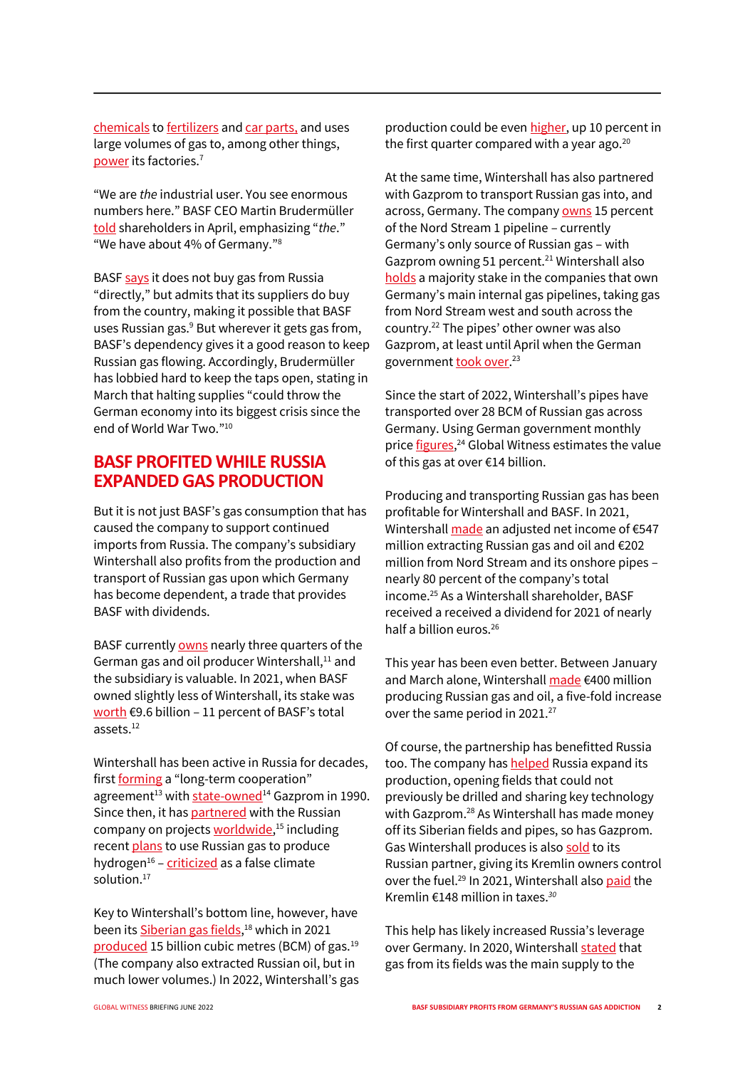chemicals to fertilizers and car parts, and uses large volumes of gas to, among other things, power its factories.[7]

"We are *the* industrial user. You see enormous numbers here." BASF CEO Martin Brudermüller told shareholders in April, emphasizing "*the*." "We have about 4% of Germany."[8]

BASF says it does not buy gas from Russia "directly," but admits that its suppliers do buy from the country, making it possible that BASF uses Russian gas.[9] But wherever it gets gas from, BASF's dependency gives it a good reason to keep Russian gas flowing. Accordingly, Brudermüller has lobbied hard to keep the taps open, stating in March that halting supplies "could throw the German economy into its biggest crisis since the end of World War Two."[10]

## BASF PROFITED WHILE RUSSIA EXPANDED GAS PRODUCTION

But it is not just BASF's gas consumption that has caused the company to support continued imports from Russia. The company's subsidiary Wintershall also profits from the production and transport of Russian gas upon which Germany has become dependent, a trade that provides BASF with dividends.

BASF currently owns nearly three quarters of the German gas and oil producer Wintershall,[11] and the subsidiary is valuable. In 2021, when BASF owned slightly less of Wintershall, its stake was worth €9.6 billion – 11 percent of BASF's total assets.[12]

Wintershall has been active in Russia for decades, first forming a "long-term cooperation" agreement[13] with state-owned[14] Gazprom in 1990. Since then, it has partnered with the Russian company on projects worldwide,[15] including recent plans to use Russian gas to produce hydrogen[16] – criticized as a false climate solution.[17]

Key to Wintershall's bottom line, however, have been its Siberian gas fields,[18] which in 2021 produced 15 billion cubic metres (BCM) of gas.[19] (The company also extracted Russian oil, but in much lower volumes.) In 2022, Wintershall's gas production could be even higher, up 10 percent in the first quarter compared with a year ago.[20]

At the same time, Wintershall has also partnered with Gazprom to transport Russian gas into, and across, Germany. The company owns 15 percent of the Nord Stream 1 pipeline – currently Germany's only source of Russian gas – with Gazprom owning 51 percent.[21] Wintershall also holds a majority stake in the companies that own Germany's main internal gas pipelines, taking gas from Nord Stream west and south across the country.[22] The pipes' other owner was also Gazprom, at least until April when the German government took over.[23]

Since the start of 2022, Wintershall's pipes have transported over 28 BCM of Russian gas across Germany. Using German government monthly price figures,[24] Global Witness estimates the value of this gas at over €14 billion.

Producing and transporting Russian gas has been profitable for Wintershall and BASF. In 2021, Wintershall made an adjusted net income of €547 million extracting Russian gas and oil and €202 million from Nord Stream and its onshore pipes – nearly 80 percent of the company's total income.[25] As a Wintershall shareholder, BASF received a received a dividend for 2021 of nearly half a billion euros.[26]

This year has been even better. Between January and March alone, Wintershall made €400 million producing Russian gas and oil, a five-fold increase over the same period in 2021.[27]

Of course, the partnership has benefitted Russia too. The company has helped Russia expand its production, opening fields that could not previously be drilled and sharing key technology with Gazprom.[28] As Wintershall has made money off its Siberian fields and pipes, so has Gazprom. Gas Wintershall produces is also sold to its Russian partner, giving its Kremlin owners control over the fuel.[29] In 2021, Wintershall also paid the Kremlin €148 million in taxes.[30]

This help has likely increased Russia's leverage over Germany. In 2020, Wintershall stated that gas from its fields was the main supply to the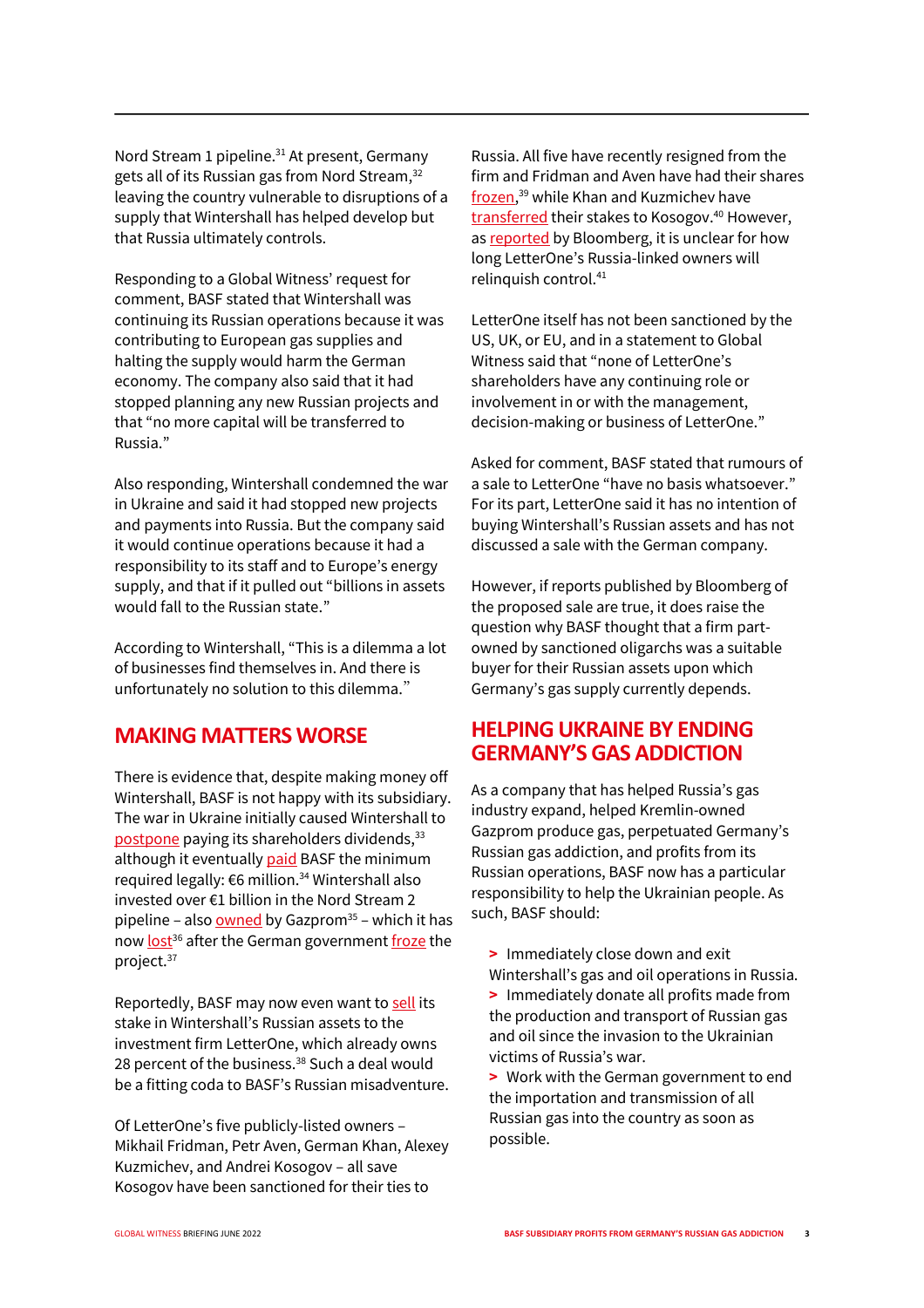Nord Stream 1 pipeline.[31] At present, Germany gets all of its Russian gas from Nord Stream,[32] leaving the country vulnerable to disruptions of a supply that Wintershall has helped develop but that Russia ultimately controls.

Responding to a Global Witness' request for comment, BASF stated that Wintershall was continuing its Russian operations because it was contributing to European gas supplies and halting the supply would harm the German economy. The company also said that it had stopped planning any new Russian projects and that "no more capital will be transferred to Russia."

Also responding, Wintershall condemned the war in Ukraine and said it had stopped new projects and payments into Russia. But the company said it would continue operations because it had a responsibility to its staff and to Europe's energy supply, and that if it pulled out "billions in assets would fall to the Russian state."

According to Wintershall, "This is a dilemma a lot of businesses find themselves in. And there is unfortunately no solution to this dilemma."

## MAKING MATTERS WORSE

There is evidence that, despite making money off Wintershall, BASF is not happy with its subsidiary. The war in Ukraine initially caused Wintershall to postpone paying its shareholders dividends,[33] although it eventually paid BASF the minimum required legally: €6 million.[34] Wintershall also invested over €1 billion in the Nord Stream 2 pipeline – also owned by Gazprom[35] – which it has now lost[36] after the German government froze the project.[37]

Reportedly, BASF may now even want to sell its stake in Wintershall's Russian assets to the investment firm LetterOne, which already owns 28 percent of the business.[38] Such a deal would be a fitting coda to BASF's Russian misadventure.

Of LetterOne's five publicly-listed owners – Mikhail Fridman, Petr Aven, German Khan, Alexey Kuzmichev, and Andrei Kosogov – all save Kosogov have been sanctioned for their ties to Russia. All five have recently resigned from the firm and Fridman and Aven have had their shares frozen,[39] while Khan and Kuzmichev have transferred their stakes to Kosogov.[40] However, as reported by Bloomberg, it is unclear for how long LetterOne's Russia-linked owners will relinquish control.[41]

LetterOne itself has not been sanctioned by the US, UK, or EU, and in a statement to Global Witness said that "none of LetterOne's shareholders have any continuing role or involvement in or with the management, decision-making or business of LetterOne."

Asked for comment, BASF stated that rumours of a sale to LetterOne "have no basis whatsoever." For its part, LetterOne said it has no intention of buying Wintershall's Russian assets and has not discussed a sale with the German company.

However, if reports published by Bloomberg of the proposed sale are true, it does raise the question why BASF thought that a firm part-owned by sanctioned oligarchs was a suitable buyer for their Russian assets upon which Germany's gas supply currently depends.

## HELPING UKRAINE BY ENDING GERMANY'S GAS ADDICTION

As a company that has helped Russia's gas industry expand, helped Kremlin-owned Gazprom produce gas, perpetuated Germany's Russian gas addiction, and profits from its Russian operations, BASF now has a particular responsibility to help the Ukrainian people. As such, BASF should:

- Immediately close down and exit Wintershall's gas and oil operations in Russia.
- Immediately donate all profits made from the production and transport of Russian gas and oil since the invasion to the Ukrainian victims of Russia's war.
- Work with the German government to end the importation and transmission of all Russian gas into the country as soon as possible.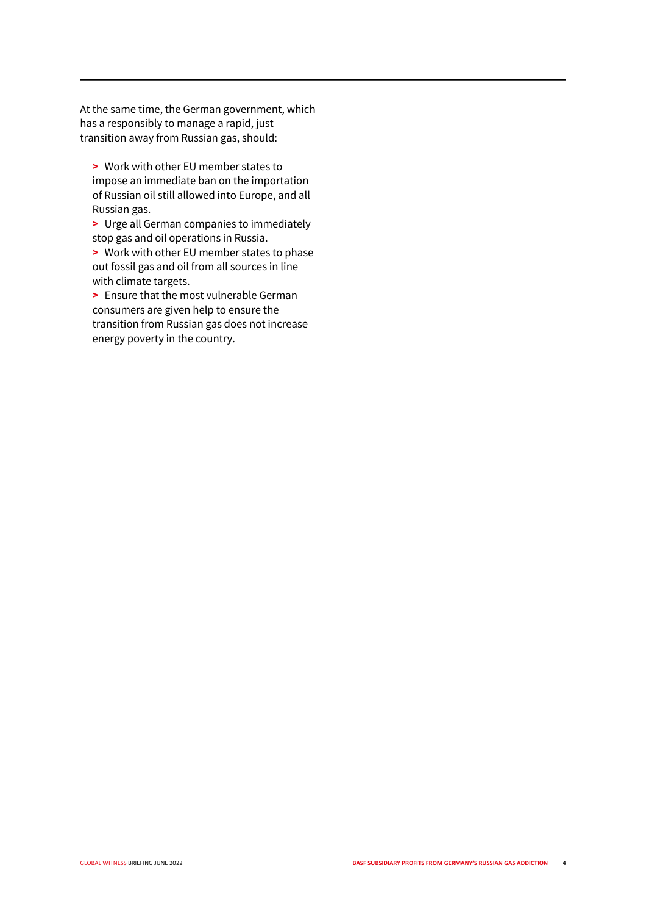At the same time, the German government, which has a responsibly to manage a rapid, just transition away from Russian gas, should:

- Work with other EU member states to impose an immediate ban on the importation of Russian oil still allowed into Europe, and all Russian gas.
- Urge all German companies to immediately stop gas and oil operations in Russia.
- Work with other EU member states to phase out fossil gas and oil from all sources in line with climate targets.
- Ensure that the most vulnerable German consumers are given help to ensure the transition from Russian gas does not increase energy poverty in the country.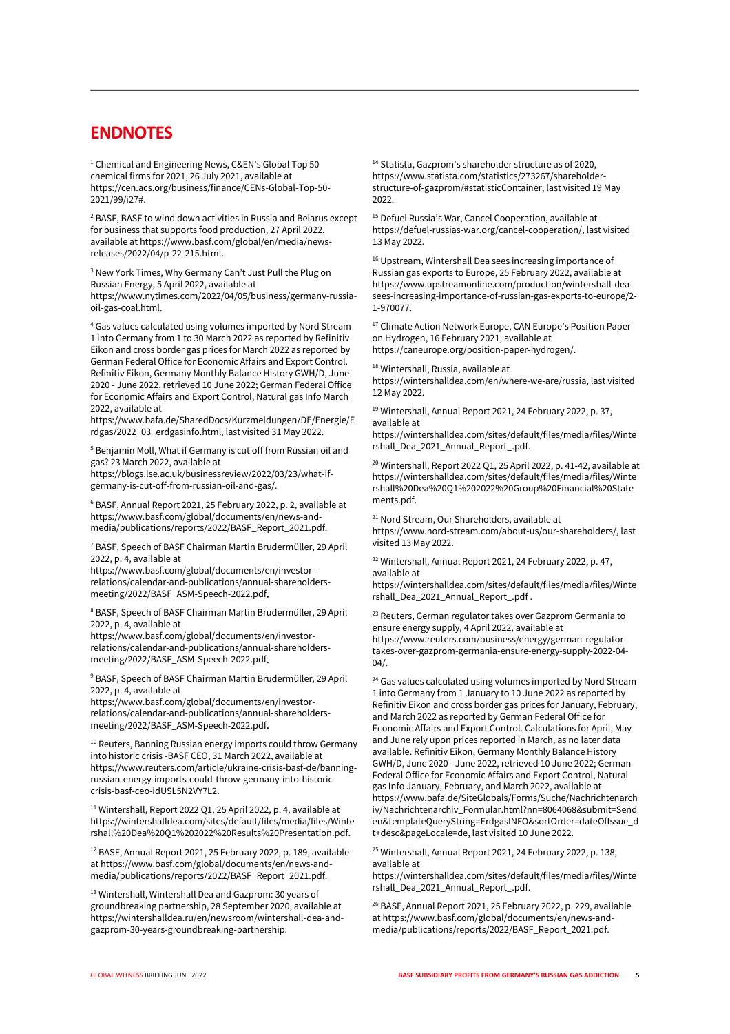# ENDNOTES

[1] Chemical and Engineering News, C&EN's Global Top 50 chemical firms for 2021, 26 July 2021, available at https://cen.acs.org/business/finance/CENs-Global-Top-50-2021/99/i27#.

[2] BASF, BASF to wind down activities in Russia and Belarus except for business that supports food production, 27 April 2022, available at https://www.basf.com/global/en/media/news-releases/2022/04/p-22-215.html.

[3] New York Times, Why Germany Can't Just Pull the Plug on Russian Energy, 5 April 2022, available at https://www.nytimes.com/2022/04/05/business/germany-russia-oil-gas-coal.html.

[4] Gas values calculated using volumes imported by Nord Stream 1 into Germany from 1 to 30 March 2022 as reported by Refinitiv Eikon and cross border gas prices for March 2022 as reported by German Federal Office for Economic Affairs and Export Control. Refinitiv Eikon, Germany Monthly Balance History GWH/D, June 2020 - June 2022, retrieved 10 June 2022; German Federal Office for Economic Affairs and Export Control, Natural gas Info March 2022, available at https://www.bafa.de/SharedDocs/Kurzmeldungen/DE/Energie/Erdgas/2022_03_erdgasinfo.html, last visited 31 May 2022.

[5] Benjamin Moll, What if Germany is cut off from Russian oil and gas? 23 March 2022, available at https://blogs.lse.ac.uk/businessreview/2022/03/23/what-if-germany-is-cut-off-from-russian-oil-and-gas/.

[6] BASF, Annual Report 2021, 25 February 2022, p. 2, available at https://www.basf.com/global/documents/en/news-and-media/publications/reports/2022/BASF_Report_2021.pdf.

[7] BASF, Speech of BASF Chairman Martin Brudermüller, 29 April 2022, p. 4, available at https://www.basf.com/global/documents/en/investor-relations/calendar-and-publications/annual-shareholders-meeting/2022/BASF_ASM-Speech-2022.pdf.

[8] BASF, Speech of BASF Chairman Martin Brudermüller, 29 April 2022, p. 4, available at https://www.basf.com/global/documents/en/investor-relations/calendar-and-publications/annual-shareholders-meeting/2022/BASF_ASM-Speech-2022.pdf.

[9] BASF, Speech of BASF Chairman Martin Brudermüller, 29 April 2022, p. 4, available at https://www.basf.com/global/documents/en/investor-relations/calendar-and-publications/annual-shareholders-meeting/2022/BASF_ASM-Speech-2022.pdf.

[10] Reuters, Banning Russian energy imports could throw Germany into historic crisis -BASF CEO, 31 March 2022, available at https://www.reuters.com/article/ukraine-crisis-basf-de/banning-russian-energy-imports-could-throw-germany-into-historic-crisis-basf-ceo-idUSL5N2VY7L2.

[11] Wintershall, Report 2022 Q1, 25 April 2022, p. 4, available at https://wintershalldea.com/sites/default/files/media/files/Wintershall%20Dea%20Q1%202022%20Results%20Presentation.pdf.

[12] BASF, Annual Report 2021, 25 February 2022, p. 189, available at https://www.basf.com/global/documents/en/news-and-media/publications/reports/2022/BASF_Report_2021.pdf.

[13] Wintershall, Wintershall Dea and Gazprom: 30 years of groundbreaking partnership, 28 September 2020, available at https://wintershalldea.ru/en/newsroom/wintershall-dea-and-gazprom-30-years-groundbreaking-partnership.

[14] Statista, Gazprom's shareholder structure as of 2020, https://www.statista.com/statistics/273267/shareholder-structure-of-gazprom/#statisticContainer, last visited 19 May 2022.

[15] Defuel Russia's War, Cancel Cooperation, available at https://defuel-russias-war.org/cancel-cooperation/, last visited 13 May 2022.

[16] Upstream, Wintershall Dea sees increasing importance of Russian gas exports to Europe, 25 February 2022, available at https://www.upstreamonline.com/production/wintershall-dea-sees-increasing-importance-of-russian-gas-exports-to-europe/2-1-970077.

[17] Climate Action Network Europe, CAN Europe's Position Paper on Hydrogen, 16 February 2021, available at https://caneurope.org/position-paper-hydrogen/.

[18] Wintershall, Russia, available at https://wintershalldea.com/en/where-we-are/russia, last visited 12 May 2022.

[19] Wintershall, Annual Report 2021, 24 February 2022, p. 37, available at https://wintershalldea.com/sites/default/files/media/files/Wintershall_Dea_2021_Annual_Report_.pdf.

[20] Wintershall, Report 2022 Q1, 25 April 2022, p. 41-42, available at https://wintershalldea.com/sites/default/files/media/files/Wintershall%20Dea%20Q1%202022%20Group%20Financial%20Statements.pdf.

[21] Nord Stream, Our Shareholders, available at https://www.nord-stream.com/about-us/our-shareholders/, last visited 13 May 2022.

[22] Wintershall, Annual Report 2021, 24 February 2022, p. 47, available at https://wintershalldea.com/sites/default/files/media/files/Wintershall_Dea_2021_Annual_Report_.pdf .

[23] Reuters, German regulator takes over Gazprom Germania to ensure energy supply, 4 April 2022, available at https://www.reuters.com/business/energy/german-regulator-takes-over-gazprom-germania-ensure-energy-supply-2022-04-04/.

[24] Gas values calculated using volumes imported by Nord Stream 1 into Germany from 1 January to 10 June 2022 as reported by Refinitiv Eikon and cross border gas prices for January, February, and March 2022 as reported by German Federal Office for Economic Affairs and Export Control. Calculations for April, May and June rely upon prices reported in March, as no later data available. Refinitiv Eikon, Germany Monthly Balance History GWH/D, June 2020 - June 2022, retrieved 10 June 2022; German Federal Office for Economic Affairs and Export Control, Natural gas Info January, February, and March 2022, available at https://www.bafa.de/SiteGlobals/Forms/Suche/Nachrichtenarchiv/Nachrichtenarchiv_Formular.html?nn=8064068&submit=Senden&templateQueryString=ErdgasINFO&sortOrder=dateOfIssue_dt+desc&pageLocale=de, last visited 10 June 2022.

[25] Wintershall, Annual Report 2021, 24 February 2022, p. 138, available at https://wintershalldea.com/sites/default/files/media/files/Wintershall_Dea_2021_Annual_Report_.pdf.

[26] BASF, Annual Report 2021, 25 February 2022, p. 229, available at https://www.basf.com/global/documents/en/news-and-media/publications/reports/2022/BASF_Report_2021.pdf.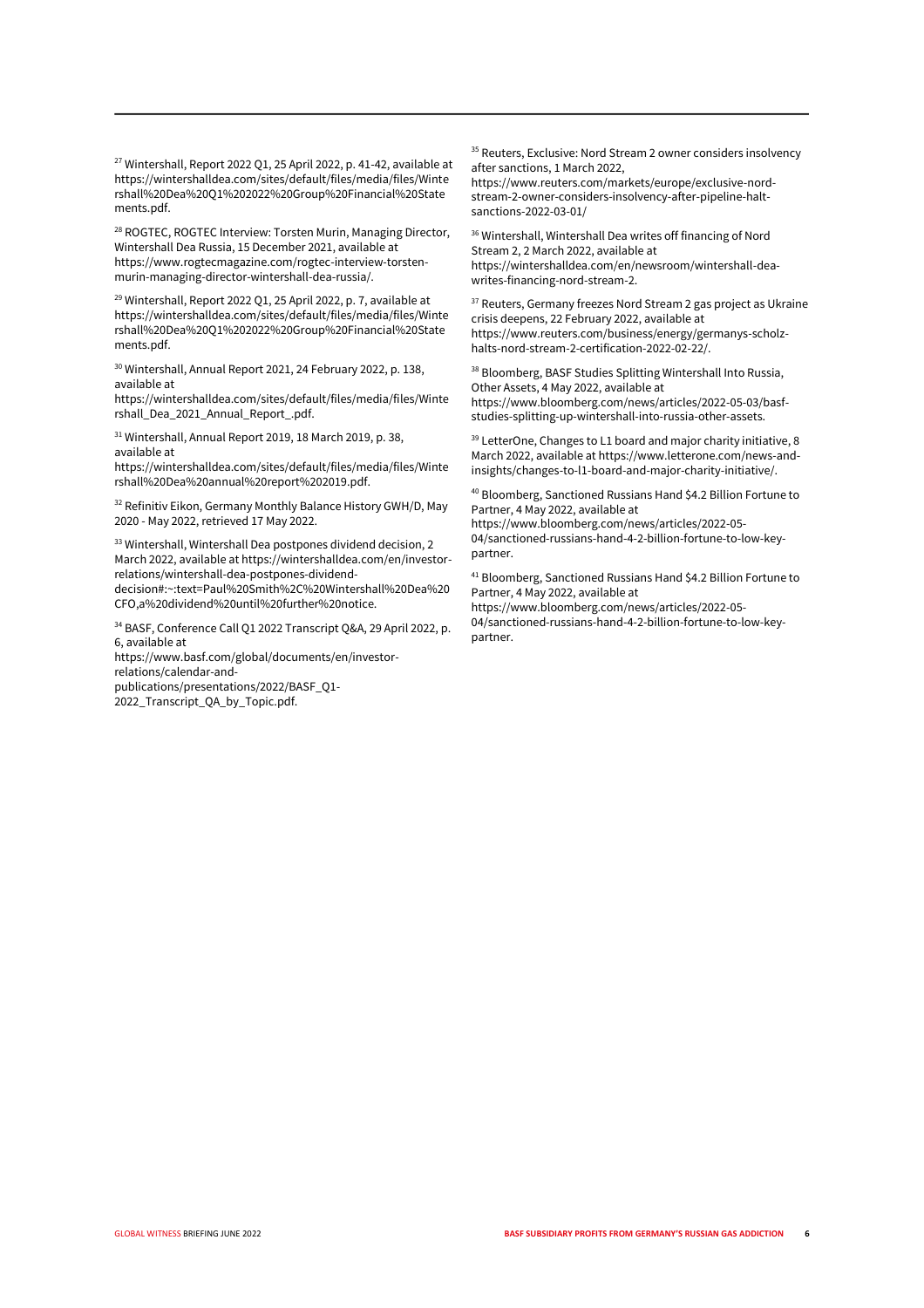[27] Wintershall, Report 2022 Q1, 25 April 2022, p. 41-42, available at https://wintershalldea.com/sites/default/files/media/files/Wintershall%20Dea%20Q1%202022%20Group%20Financial%20Statements.pdf.

[28] ROGTEC, ROGTEC Interview: Torsten Murin, Managing Director, Wintershall Dea Russia, 15 December 2021, available at https://www.rogtecmagazine.com/rogtec-interview-torsten-murin-managing-director-wintershall-dea-russia/.

[29] Wintershall, Report 2022 Q1, 25 April 2022, p. 7, available at https://wintershalldea.com/sites/default/files/media/files/Wintershall%20Dea%20Q1%202022%20Group%20Financial%20Statements.pdf.

[30] Wintershall, Annual Report 2021, 24 February 2022, p. 138, available at https://wintershalldea.com/sites/default/files/media/files/Wintershall_Dea_2021_Annual_Report_.pdf.

[31] Wintershall, Annual Report 2019, 18 March 2019, p. 38, available at https://wintershalldea.com/sites/default/files/media/files/Wintershall%20Dea%20annual%20report%202019.pdf.

[32] Refinitiv Eikon, Germany Monthly Balance History GWH/D, May 2020 - May 2022, retrieved 17 May 2022.

[33] Wintershall, Wintershall Dea postpones dividend decision, 2 March 2022, available at https://wintershalldea.com/en/investor-relations/wintershall-dea-postpones-dividend-decision#:~:text=Paul%20Smith%2C%20Wintershall%20Dea%20CFO,a%20dividend%20until%20further%20notice.

[34] BASF, Conference Call Q1 2022 Transcript Q&A, 29 April 2022, p. 6, available at https://www.basf.com/global/documents/en/investor-relations/calendar-and-publications/presentations/2022/BASF_Q1-2022_Transcript_QA_by_Topic.pdf.

[35] Reuters, Exclusive: Nord Stream 2 owner considers insolvency after sanctions, 1 March 2022, https://www.reuters.com/markets/europe/exclusive-nord-stream-2-owner-considers-insolvency-after-pipeline-halt-sanctions-2022-03-01/

[36] Wintershall, Wintershall Dea writes off financing of Nord Stream 2, 2 March 2022, available at https://wintershalldea.com/en/newsroom/wintershall-dea-writes-financing-nord-stream-2.

[37] Reuters, Germany freezes Nord Stream 2 gas project as Ukraine crisis deepens, 22 February 2022, available at https://www.reuters.com/business/energy/germanys-scholz-halts-nord-stream-2-certification-2022-02-22/.

[38] Bloomberg, BASF Studies Splitting Wintershall Into Russia, Other Assets, 4 May 2022, available at https://www.bloomberg.com/news/articles/2022-05-03/basf-studies-splitting-up-wintershall-into-russia-other-assets.

[39] LetterOne, Changes to L1 board and major charity initiative, 8 March 2022, available at https://www.letterone.com/news-and-insights/changes-to-l1-board-and-major-charity-initiative/.

[40] Bloomberg, Sanctioned Russians Hand $4.2 Billion Fortune to Partner, 4 May 2022, available at https://www.bloomberg.com/news/articles/2022-05-04/sanctioned-russians-hand-4-2-billion-fortune-to-low-key-partner.

[41] Bloomberg, Sanctioned Russians Hand $4.2 Billion Fortune to Partner, 4 May 2022, available at https://www.bloomberg.com/news/articles/2022-05-04/sanctioned-russians-hand-4-2-billion-fortune-to-low-key-partner.